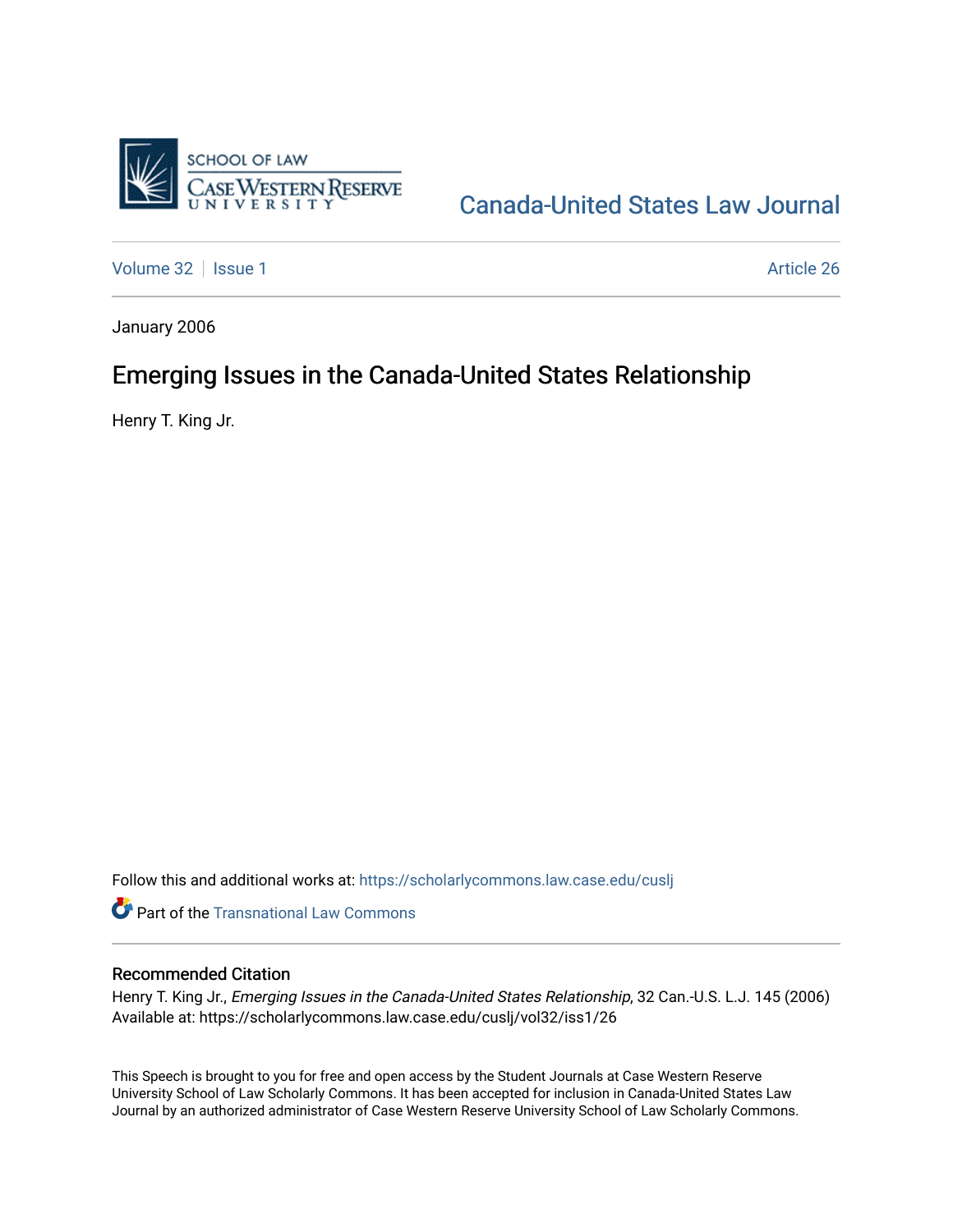SCHOOL OF LAW
CASE WESTERN RESERVE UNIVERSITY

Canada-United States Law Journal

Volume 32 | Issue 1 | Article 26

January 2006

# Emerging Issues in the Canada-United States Relationship

Henry T. King Jr.

Follow this and additional works at: https://scholarlycommons.law.case.edu/cuslj

Part of the Transnational Law Commons

## Recommended Citation

Henry T. King Jr., *Emerging Issues in the Canada-United States Relationship*, 32 Can.-U.S. L.J. 145 (2006)
Available at: https://scholarlycommons.law.case.edu/cuslj/vol32/iss1/26

This Speech is brought to you for free and open access by the Student Journals at Case Western Reserve University School of Law Scholarly Commons. It has been accepted for inclusion in Canada-United States Law Journal by an authorized administrator of Case Western Reserve University School of Law Scholarly Commons.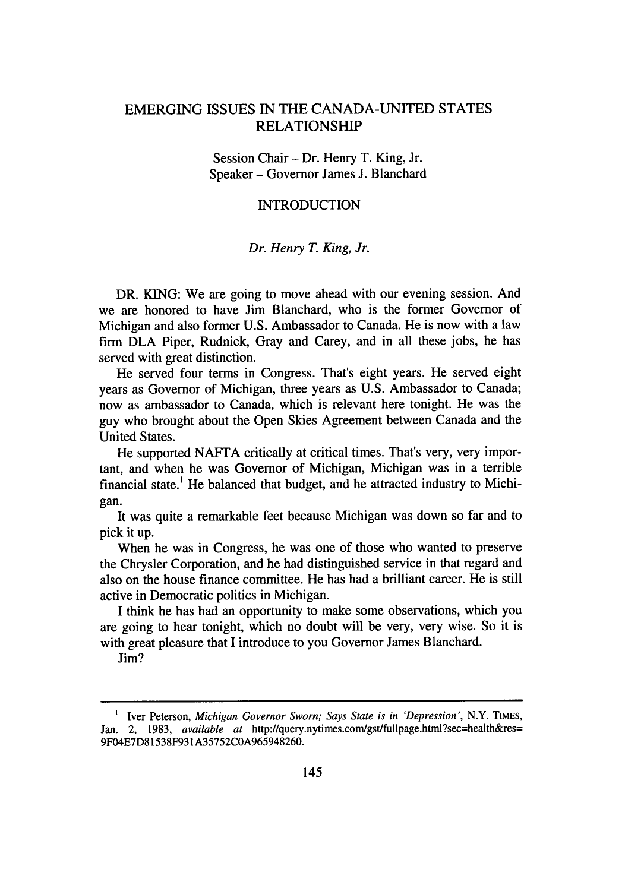# EMERGING ISSUES IN THE CANADA-UNITED STATES RELATIONSHIP

Session Chair – Dr. Henry T. King, Jr.
Speaker – Governor James J. Blanchard

## INTRODUCTION

*Dr. Henry T. King, Jr.*

DR. KING: We are going to move ahead with our evening session. And we are honored to have Jim Blanchard, who is the former Governor of Michigan and also former U.S. Ambassador to Canada. He is now with a law firm DLA Piper, Rudnick, Gray and Carey, and in all these jobs, he has served with great distinction.

He served four terms in Congress. That's eight years. He served eight years as Governor of Michigan, three years as U.S. Ambassador to Canada; now as ambassador to Canada, which is relevant here tonight. He was the guy who brought about the Open Skies Agreement between Canada and the United States.

He supported NAFTA critically at critical times. That's very, very important, and when he was Governor of Michigan, Michigan was in a terrible financial state.[1] He balanced that budget, and he attracted industry to Michigan.

It was quite a remarkable feet because Michigan was down so far and to pick it up.

When he was in Congress, he was one of those who wanted to preserve the Chrysler Corporation, and he had distinguished service in that regard and also on the house finance committee. He has had a brilliant career. He is still active in Democratic politics in Michigan.

I think he has had an opportunity to make some observations, which you are going to hear tonight, which no doubt will be very, very wise. So it is with great pleasure that I introduce to you Governor James Blanchard.

Jim?

---

[1] Iver Peterson, *Michigan Governor Sworn; Says State is in 'Depression'*, N.Y. TIMES, Jan. 2, 1983, *available at* http://query.nytimes.com/gst/fullpage.html?sec=health&res=9F04E7D81538F931A35752C0A965948260.